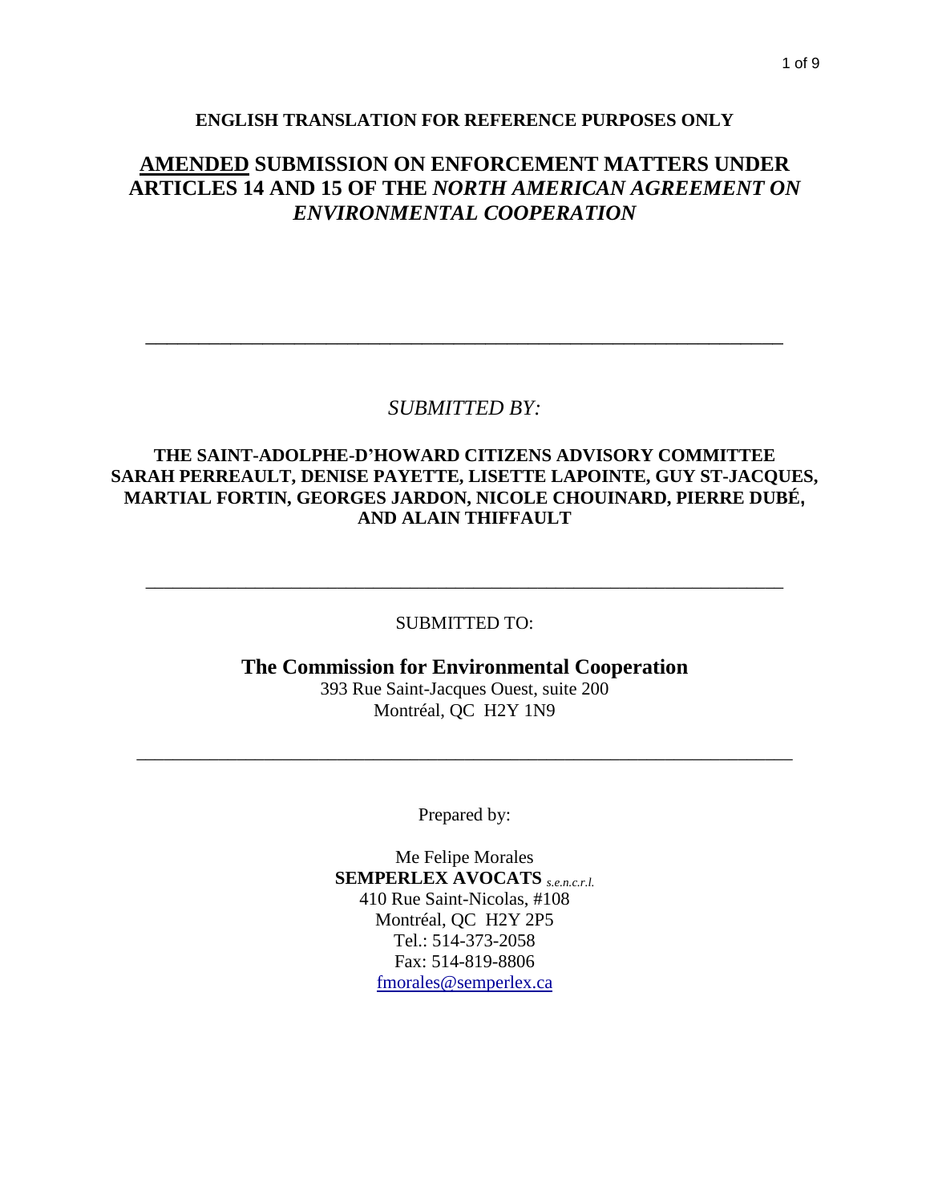**ENGLISH TRANSLATION FOR REFERENCE PURPOSES ONLY**

# AMENDED SUBMISSION ON ENFORCEMENT MATTERS UNDER ARTICLES 14 AND 15 OF THE *NORTH AMERICAN AGREEMENT ON ENVIRONMENTAL COOPERATION*

---

*SUBMITTED BY:*

**THE SAINT-ADOLPHE-D'HOWARD CITIZENS ADVISORY COMMITTEE SARAH PERREAULT, DENISE PAYETTE, LISETTE LAPOINTE, GUY ST-JACQUES, MARTIAL FORTIN, GEORGES JARDON, NICOLE CHOUINARD, PIERRE DUBÉ, AND ALAIN THIFFAULT**

---

SUBMITTED TO:

**The Commission for Environmental Cooperation**

393 Rue Saint-Jacques Ouest, suite 200
Montréal, QC H2Y 1N9

---

Prepared by:

Me Felipe Morales
**SEMPERLEX AVOCATS** *s.e.n.c.r.l.*
410 Rue Saint-Nicolas, #108
Montréal, QC H2Y 2P5
Tel.: 514-373-2058
Fax: 514-819-8806
fmorales@semperlex.ca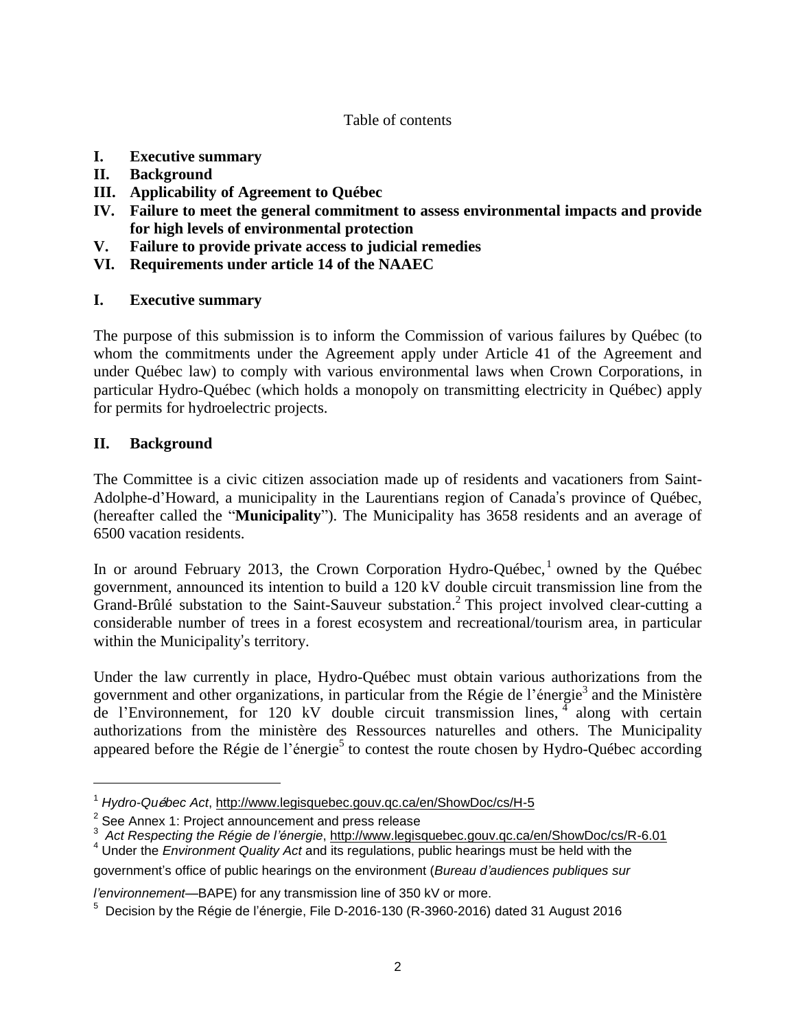Table of contents

- **I. Executive summary**
- **II. Background**
- **III. Applicability of Agreement to Québec**
- **IV. Failure to meet the general commitment to assess environmental impacts and provide for high levels of environmental protection**
- **V. Failure to provide private access to judicial remedies**
- **VI. Requirements under article 14 of the NAAEC**

## I. Executive summary

The purpose of this submission is to inform the Commission of various failures by Québec (to whom the commitments under the Agreement apply under Article 41 of the Agreement and under Québec law) to comply with various environmental laws when Crown Corporations, in particular Hydro-Québec (which holds a monopoly on transmitting electricity in Québec) apply for permits for hydroelectric projects.

## II. Background

The Committee is a civic citizen association made up of residents and vacationers from Saint-Adolphe-d'Howard, a municipality in the Laurentians region of Canada's province of Québec, (hereafter called the "**Municipality**"). The Municipality has 3658 residents and an average of 6500 vacation residents.

In or around February 2013, the Crown Corporation Hydro-Québec,[1] owned by the Québec government, announced its intention to build a 120 kV double circuit transmission line from the Grand-Brûlé substation to the Saint-Sauveur substation.[2] This project involved clear-cutting a considerable number of trees in a forest ecosystem and recreational/tourism area, in particular within the Municipality's territory.

Under the law currently in place, Hydro-Québec must obtain various authorizations from the government and other organizations, in particular from the Régie de l'énergie[3] and the Ministère de l'Environnement, for 120 kV double circuit transmission lines,[4] along with certain authorizations from the ministère des Ressources naturelles and others. The Municipality appeared before the Régie de l'énergie[5] to contest the route chosen by Hydro-Québec according

---

[1] *Hydro-Québec Act*, http://www.legisquebec.gouv.qc.ca/en/ShowDoc/cs/H-5

[2] See Annex 1: Project announcement and press release

[3] *Act Respecting the Régie de l'énergie*, http://www.legisquebec.gouv.qc.ca/en/ShowDoc/cs/R-6.01

[4] Under the *Environment Quality Act* and its regulations, public hearings must be held with the government's office of public hearings on the environment (*Bureau d'audiences publiques sur l'environnement*—BAPE) for any transmission line of 350 kV or more.

[5] Decision by the Régie de l'énergie, File D-2016-130 (R-3960-2016) dated 31 August 2016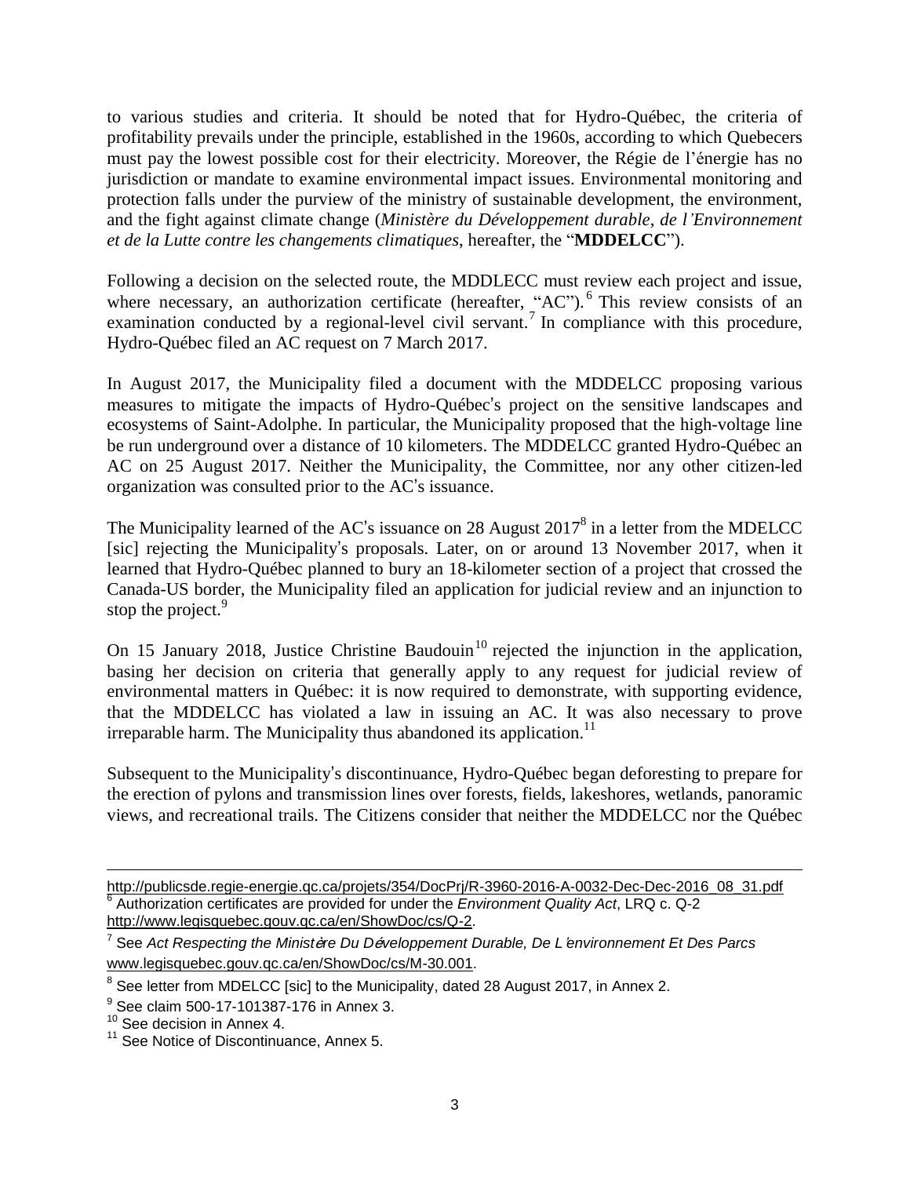to various studies and criteria. It should be noted that for Hydro-Québec, the criteria of profitability prevails under the principle, established in the 1960s, according to which Quebecers must pay the lowest possible cost for their electricity. Moreover, the Régie de l'énergie has no jurisdiction or mandate to examine environmental impact issues. Environmental monitoring and protection falls under the purview of the ministry of sustainable development, the environment, and the fight against climate change (*Ministère du Développement durable, de l'Environnement et de la Lutte contre les changements climatiques*, hereafter, the "**MDDELCC**").

Following a decision on the selected route, the MDDLECC must review each project and issue, where necessary, an authorization certificate (hereafter, "AC").[6] This review consists of an examination conducted by a regional-level civil servant.[7] In compliance with this procedure, Hydro-Québec filed an AC request on 7 March 2017.

In August 2017, the Municipality filed a document with the MDDELCC proposing various measures to mitigate the impacts of Hydro-Québec's project on the sensitive landscapes and ecosystems of Saint-Adolphe. In particular, the Municipality proposed that the high-voltage line be run underground over a distance of 10 kilometers. The MDDELCC granted Hydro-Québec an AC on 25 August 2017. Neither the Municipality, the Committee, nor any other citizen-led organization was consulted prior to the AC's issuance.

The Municipality learned of the AC's issuance on 28 August 2017[8] in a letter from the MDELCC [sic] rejecting the Municipality's proposals. Later, on or around 13 November 2017, when it learned that Hydro-Québec planned to bury an 18-kilometer section of a project that crossed the Canada-US border, the Municipality filed an application for judicial review and an injunction to stop the project.[9]

On 15 January 2018, Justice Christine Baudouin[10] rejected the injunction in the application, basing her decision on criteria that generally apply to any request for judicial review of environmental matters in Québec: it is now required to demonstrate, with supporting evidence, that the MDDELCC has violated a law in issuing an AC. It was also necessary to prove irreparable harm. The Municipality thus abandoned its application.[11]

Subsequent to the Municipality's discontinuance, Hydro-Québec began deforesting to prepare for the erection of pylons and transmission lines over forests, fields, lakeshores, wetlands, panoramic views, and recreational trails. The Citizens consider that neither the MDDELCC nor the Québec

---

http://publicsde.regie-energie.qc.ca/projets/354/DocPrj/R-3960-2016-A-0032-Dec-Dec-2016_08_31.pdf

[6] Authorization certificates are provided for under the *Environment Quality Act*, LRQ c. Q-2 http://www.legisquebec.gouv.qc.ca/en/ShowDoc/cs/Q-2.

[7] See *Act Respecting the Ministère Du Développement Durable, De L'environnement Et Des Parcs* www.legisquebec.gouv.qc.ca/en/ShowDoc/cs/M-30.001.

[8] See letter from MDELCC [sic] to the Municipality, dated 28 August 2017, in Annex 2.

[9] See claim 500-17-101387-176 in Annex 3.

[10] See decision in Annex 4.

[11] See Notice of Discontinuance, Annex 5.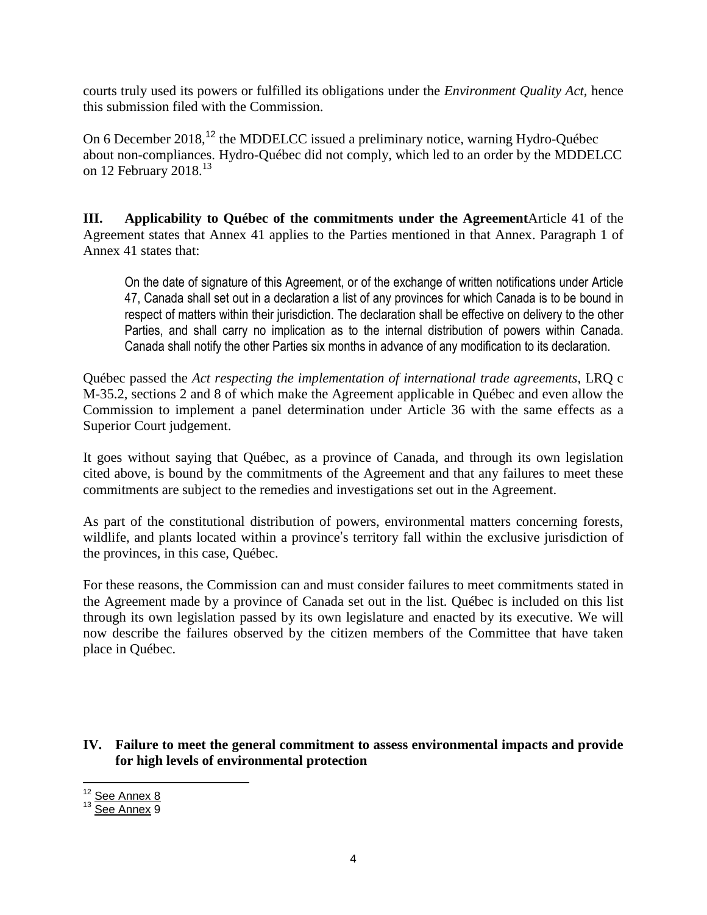courts truly used its powers or fulfilled its obligations under the *Environment Quality Act,* hence this submission filed with the Commission.

On 6 December 2018,[12] the MDDELCC issued a preliminary notice, warning Hydro-Québec about non-compliances. Hydro-Québec did not comply, which led to an order by the MDDELCC on 12 February 2018.[13]

## III. Applicability to Québec of the commitments under the Agreement

Article 41 of the Agreement states that Annex 41 applies to the Parties mentioned in that Annex. Paragraph 1 of Annex 41 states that:

> On the date of signature of this Agreement, or of the exchange of written notifications under Article 47, Canada shall set out in a declaration a list of any provinces for which Canada is to be bound in respect of matters within their jurisdiction. The declaration shall be effective on delivery to the other Parties, and shall carry no implication as to the internal distribution of powers within Canada. Canada shall notify the other Parties six months in advance of any modification to its declaration.

Québec passed the *Act respecting the implementation of international trade agreements*, LRQ c M-35.2, sections 2 and 8 of which make the Agreement applicable in Québec and even allow the Commission to implement a panel determination under Article 36 with the same effects as a Superior Court judgement.

It goes without saying that Québec, as a province of Canada, and through its own legislation cited above, is bound by the commitments of the Agreement and that any failures to meet these commitments are subject to the remedies and investigations set out in the Agreement.

As part of the constitutional distribution of powers, environmental matters concerning forests, wildlife, and plants located within a province's territory fall within the exclusive jurisdiction of the provinces, in this case, Québec.

For these reasons, the Commission can and must consider failures to meet commitments stated in the Agreement made by a province of Canada set out in the list. Québec is included on this list through its own legislation passed by its own legislature and enacted by its executive. We will now describe the failures observed by the citizen members of the Committee that have taken place in Québec.

## IV. Failure to meet the general commitment to assess environmental impacts and provide for high levels of environmental protection

[12] See Annex 8

[13] See Annex 9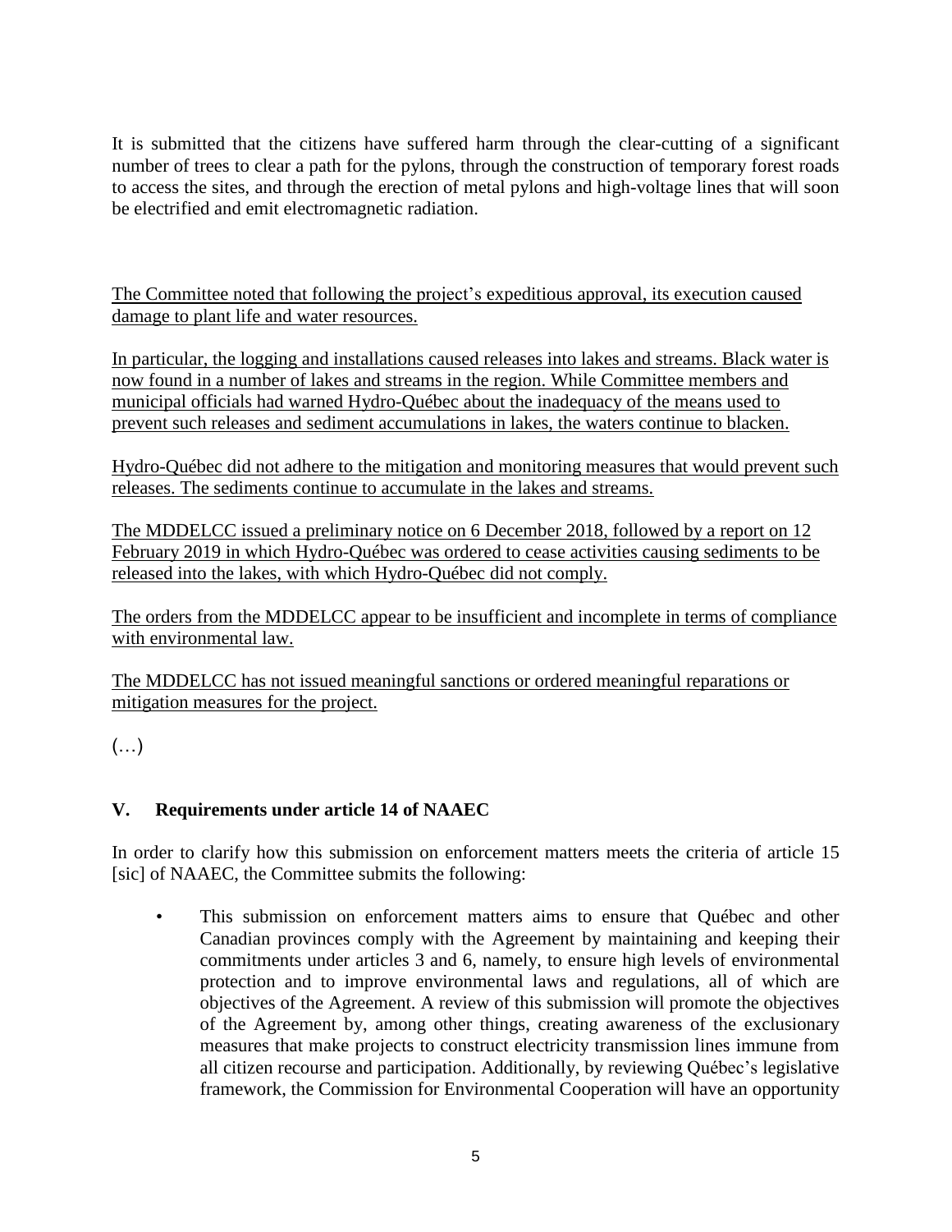It is submitted that the citizens have suffered harm through the clear-cutting of a significant number of trees to clear a path for the pylons, through the construction of temporary forest roads to access the sites, and through the erection of metal pylons and high-voltage lines that will soon be electrified and emit electromagnetic radiation.

<u>The Committee noted that following the project's expeditious approval, its execution caused damage to plant life and water resources.</u>

<u>In particular, the logging and installations caused releases into lakes and streams. Black water is now found in a number of lakes and streams in the region. While Committee members and municipal officials had warned Hydro-Québec about the inadequacy of the means used to prevent such releases and sediment accumulations in lakes, the waters continue to blacken.</u>

<u>Hydro-Québec did not adhere to the mitigation and monitoring measures that would prevent such releases. The sediments continue to accumulate in the lakes and streams.</u>

<u>The MDDELCC issued a preliminary notice on 6 December 2018, followed by a report on 12 February 2019 in which Hydro-Québec was ordered to cease activities causing sediments to be released into the lakes, with which Hydro-Québec did not comply.</u>

<u>The orders from the MDDELCC appear to be insufficient and incomplete in terms of compliance with environmental law.</u>

<u>The MDDELCC has not issued meaningful sanctions or ordered meaningful reparations or mitigation measures for the project.</u>

(…)

## V. Requirements under article 14 of NAAEC

In order to clarify how this submission on enforcement matters meets the criteria of article 15 [sic] of NAAEC, the Committee submits the following:

- This submission on enforcement matters aims to ensure that Québec and other Canadian provinces comply with the Agreement by maintaining and keeping their commitments under articles 3 and 6, namely, to ensure high levels of environmental protection and to improve environmental laws and regulations, all of which are objectives of the Agreement. A review of this submission will promote the objectives of the Agreement by, among other things, creating awareness of the exclusionary measures that make projects to construct electricity transmission lines immune from all citizen recourse and participation. Additionally, by reviewing Québec's legislative framework, the Commission for Environmental Cooperation will have an opportunity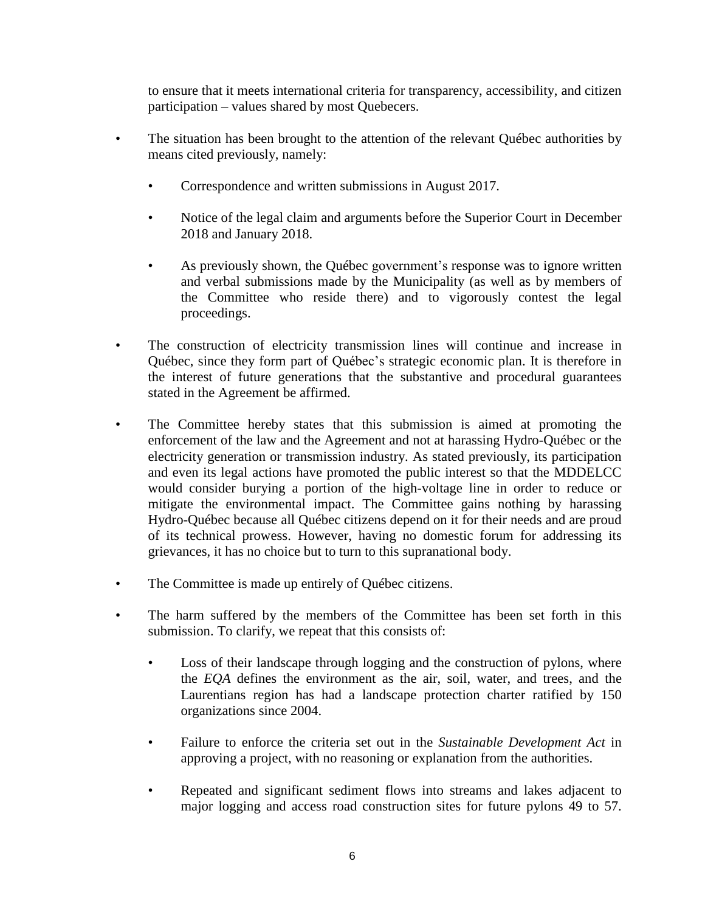to ensure that it meets international criteria for transparency, accessibility, and citizen participation – values shared by most Quebecers.

- The situation has been brought to the attention of the relevant Québec authorities by means cited previously, namely:
  - Correspondence and written submissions in August 2017.
  - Notice of the legal claim and arguments before the Superior Court in December 2018 and January 2018.
  - As previously shown, the Québec government's response was to ignore written and verbal submissions made by the Municipality (as well as by members of the Committee who reside there) and to vigorously contest the legal proceedings.
- The construction of electricity transmission lines will continue and increase in Québec, since they form part of Québec's strategic economic plan. It is therefore in the interest of future generations that the substantive and procedural guarantees stated in the Agreement be affirmed.
- The Committee hereby states that this submission is aimed at promoting the enforcement of the law and the Agreement and not at harassing Hydro-Québec or the electricity generation or transmission industry. As stated previously, its participation and even its legal actions have promoted the public interest so that the MDDELCC would consider burying a portion of the high-voltage line in order to reduce or mitigate the environmental impact. The Committee gains nothing by harassing Hydro-Québec because all Québec citizens depend on it for their needs and are proud of its technical prowess. However, having no domestic forum for addressing its grievances, it has no choice but to turn to this supranational body.
- The Committee is made up entirely of Québec citizens.
- The harm suffered by the members of the Committee has been set forth in this submission. To clarify, we repeat that this consists of:
  - Loss of their landscape through logging and the construction of pylons, where the *EQA* defines the environment as the air, soil, water, and trees, and the Laurentians region has had a landscape protection charter ratified by 150 organizations since 2004.
  - Failure to enforce the criteria set out in the *Sustainable Development Act* in approving a project, with no reasoning or explanation from the authorities.
  - Repeated and significant sediment flows into streams and lakes adjacent to major logging and access road construction sites for future pylons 49 to 57.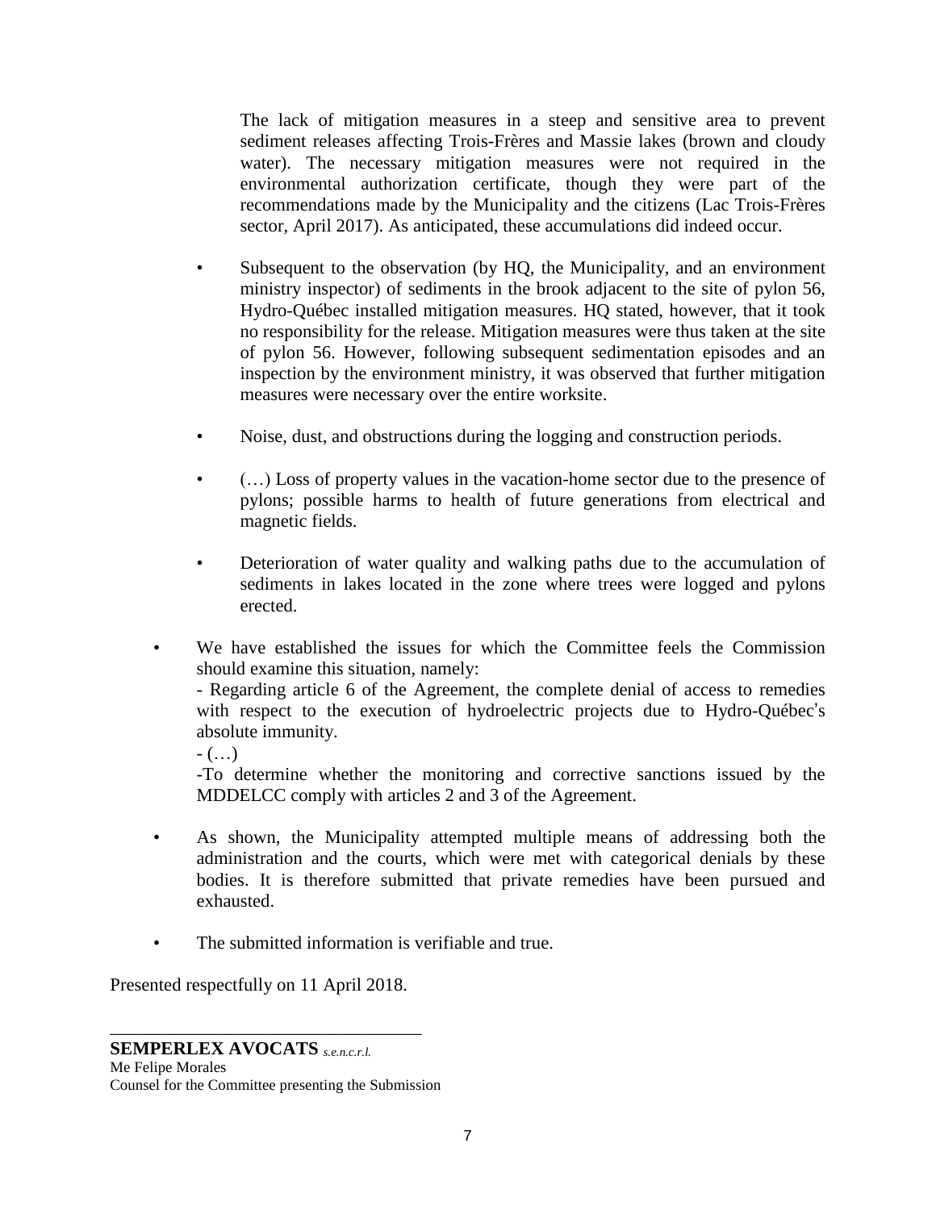The lack of mitigation measures in a steep and sensitive area to prevent sediment releases affecting Trois-Frères and Massie lakes (brown and cloudy water). The necessary mitigation measures were not required in the environmental authorization certificate, though they were part of the recommendations made by the Municipality and the citizens (Lac Trois-Frères sector, April 2017). As anticipated, these accumulations did indeed occur.

- Subsequent to the observation (by HQ, the Municipality, and an environment ministry inspector) of sediments in the brook adjacent to the site of pylon 56, Hydro-Québec installed mitigation measures. HQ stated, however, that it took no responsibility for the release. Mitigation measures were thus taken at the site of pylon 56. However, following subsequent sedimentation episodes and an inspection by the environment ministry, it was observed that further mitigation measures were necessary over the entire worksite.
- Noise, dust, and obstructions during the logging and construction periods.
- (…) Loss of property values in the vacation-home sector due to the presence of pylons; possible harms to health of future generations from electrical and magnetic fields.
- Deterioration of water quality and walking paths due to the accumulation of sediments in lakes located in the zone where trees were logged and pylons erected.

- We have established the issues for which the Committee feels the Commission should examine this situation, namely:
  - Regarding article 6 of the Agreement, the complete denial of access to remedies with respect to the execution of hydroelectric projects due to Hydro-Québec's absolute immunity.
  - (…)
  - To determine whether the monitoring and corrective sanctions issued by the MDDELCC comply with articles 2 and 3 of the Agreement.
- As shown, the Municipality attempted multiple means of addressing both the administration and the courts, which were met with categorical denials by these bodies. It is therefore submitted that private remedies have been pursued and exhausted.
- The submitted information is verifiable and true.

Presented respectfully on 11 April 2018.

\_\_\_\_\_\_\_\_\_\_\_\_\_\_\_\_\_\_\_\_\_\_\_\_\_\_\_\_\_\_\_\_\_\_\_\_

**SEMPERLEX AVOCATS** *s.e.n.c.r.l.*
Me Felipe Morales
Counsel for the Committee presenting the Submission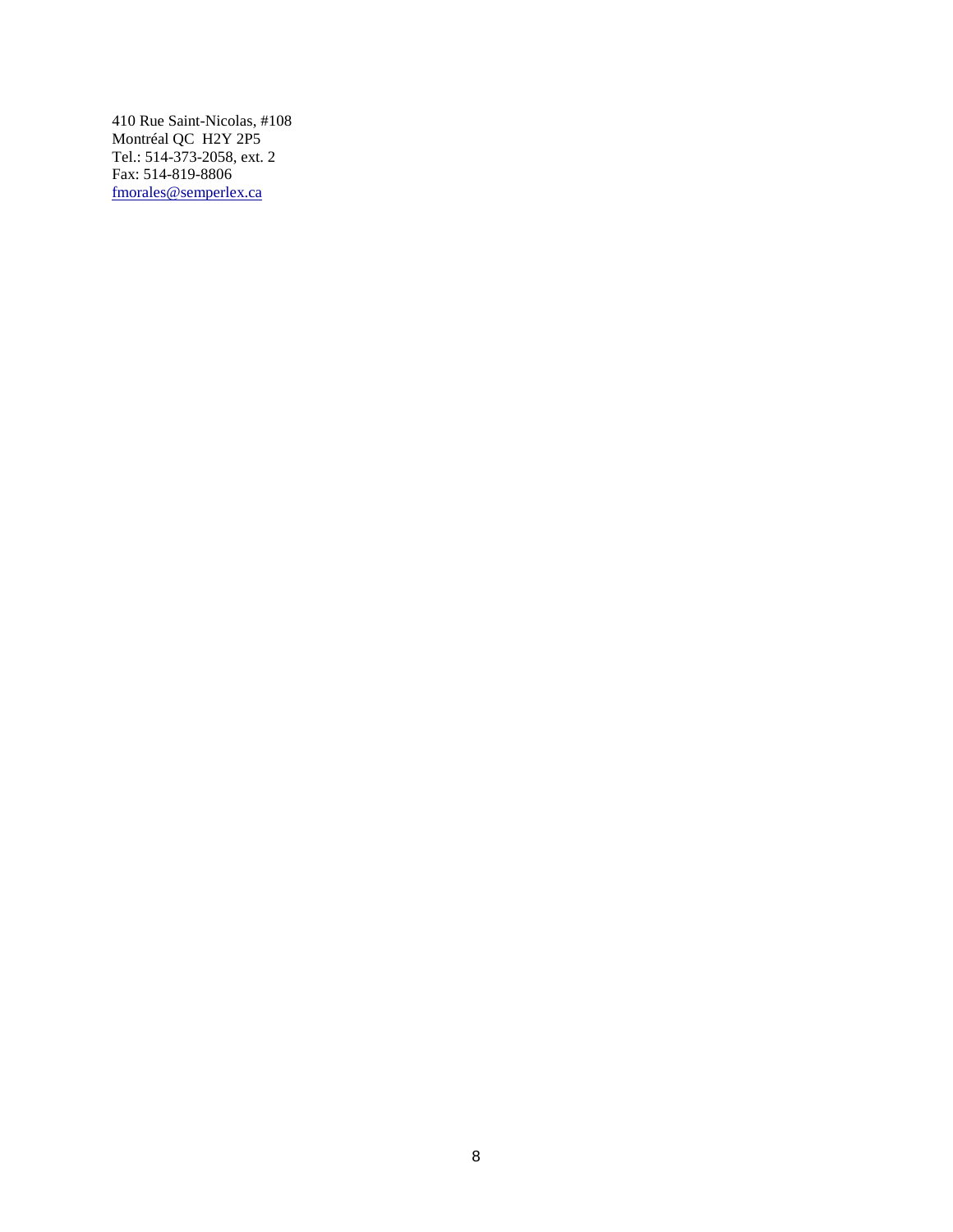410 Rue Saint-Nicolas, #108
Montréal QC  H2Y 2P5
Tel.: 514-373-2058, ext. 2
Fax: 514-819-8806
fmorales@semperlex.ca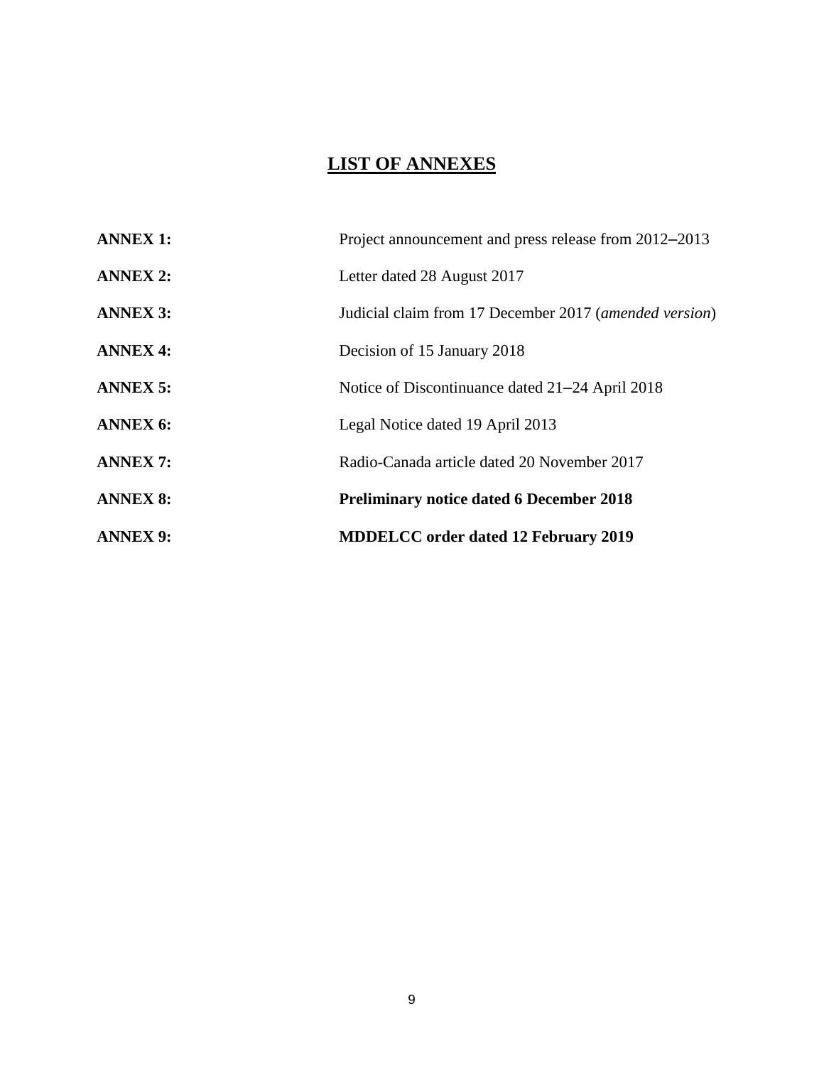# **LIST OF ANNEXES**

| | |
|---|---|
| **ANNEX 1:** | Project announcement and press release from 2012–2013 |
| **ANNEX 2:** | Letter dated 28 August 2017 |
| **ANNEX 3:** | Judicial claim from 17 December 2017 (*amended version*) |
| **ANNEX 4:** | Decision of 15 January 2018 |
| **ANNEX 5:** | Notice of Discontinuance dated 21–24 April 2018 |
| **ANNEX 6:** | Legal Notice dated 19 April 2013 |
| **ANNEX 7:** | Radio-Canada article dated 20 November 2017 |
| **ANNEX 8:** | **Preliminary notice dated 6 December 2018** |
| **ANNEX 9:** | **MDDELCC order dated 12 February 2019** |